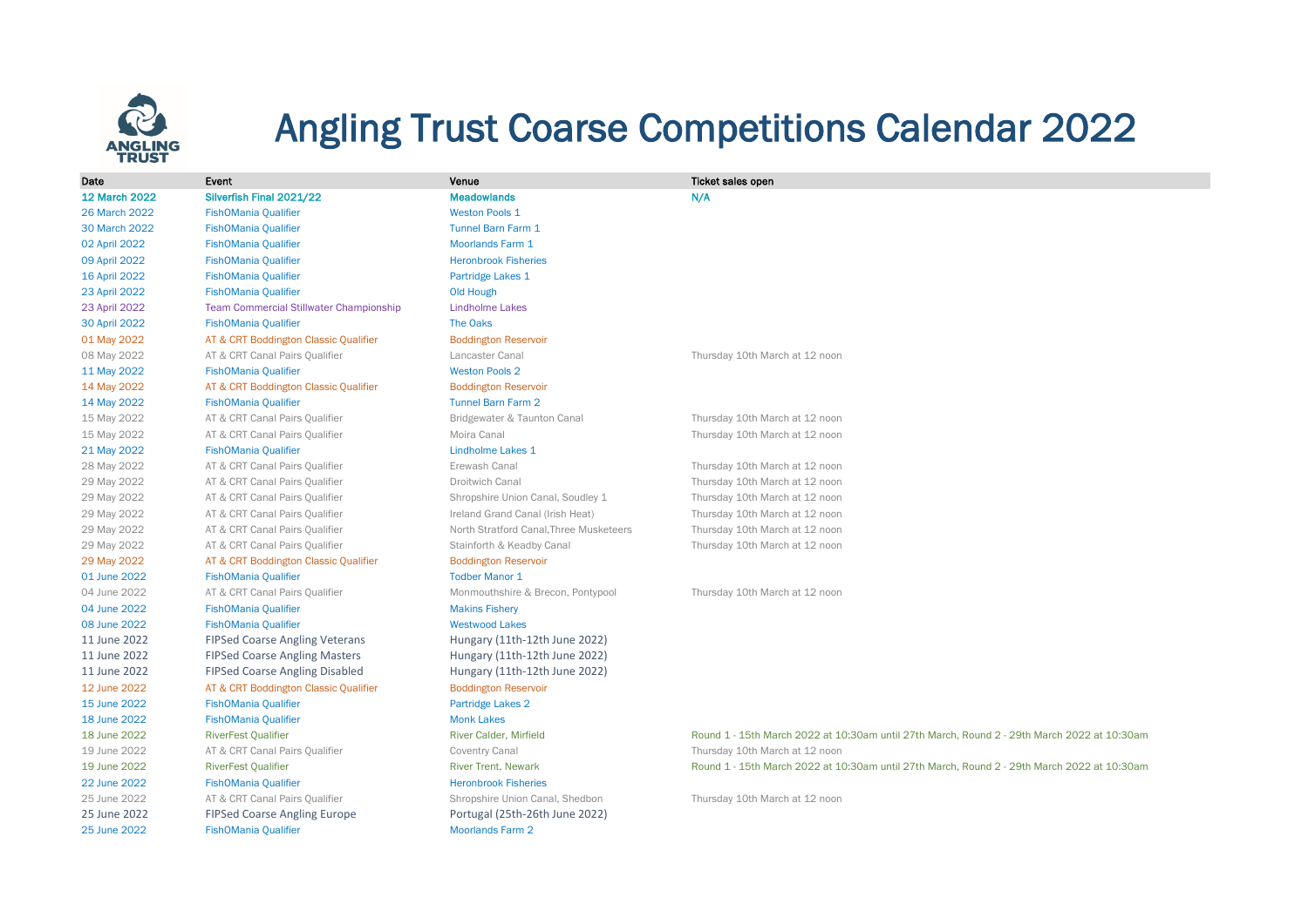# Angling Trust Coarse Competitions Calendar 2022

| Date | Event | Venue | Ticket sales open |
|---|---|---|---|
| **12 March 2022** | **Silverfish Final 2021/22** | **Meadowlands** | **N/A** |
| 26 March 2022 | FishOMania Qualifier | Weston Pools 1 | |
| 30 March 2022 | FishOMania Qualifier | Tunnel Barn Farm 1 | |
| 02 April 2022 | FishOMania Qualifier | Moorlands Farm 1 | |
| 09 April 2022 | FishOMania Qualifier | Heronbrook Fisheries | |
| 16 April 2022 | FishOMania Qualifier | Partridge Lakes 1 | |
| 23 April 2022 | FishOMania Qualifier | Old Hough | |
| 23 April 2022 | Team Commercial Stillwater Championship | Lindholme Lakes | |
| 30 April 2022 | FishOMania Qualifier | The Oaks | |
| 01 May 2022 | AT & CRT Boddington Classic Qualifier | Boddington Reservoir | |
| 08 May 2022 | AT & CRT Canal Pairs Qualifier | Lancaster Canal | Thursday 10th March at 12 noon |
| 11 May 2022 | FishOMania Qualifier | Weston Pools 2 | |
| 14 May 2022 | AT & CRT Boddington Classic Qualifier | Boddington Reservoir | |
| 14 May 2022 | FishOMania Qualifier | Tunnel Barn Farm 2 | |
| 15 May 2022 | AT & CRT Canal Pairs Qualifier | Bridgewater & Taunton Canal | Thursday 10th March at 12 noon |
| 15 May 2022 | AT & CRT Canal Pairs Qualifier | Moira Canal | Thursday 10th March at 12 noon |
| 21 May 2022 | FishOMania Qualifier | Lindholme Lakes 1 | |
| 28 May 2022 | AT & CRT Canal Pairs Qualifier | Erewash Canal | Thursday 10th March at 12 noon |
| 29 May 2022 | AT & CRT Canal Pairs Qualifier | Droitwich Canal | Thursday 10th March at 12 noon |
| 29 May 2022 | AT & CRT Canal Pairs Qualifier | Shropshire Union Canal, Soudley 1 | Thursday 10th March at 12 noon |
| 29 May 2022 | AT & CRT Canal Pairs Qualifier | Ireland Grand Canal (Irish Heat) | Thursday 10th March at 12 noon |
| 29 May 2022 | AT & CRT Canal Pairs Qualifier | North Stratford Canal,Three Musketeers | Thursday 10th March at 12 noon |
| 29 May 2022 | AT & CRT Canal Pairs Qualifier | Stainforth & Keadby Canal | Thursday 10th March at 12 noon |
| 29 May 2022 | AT & CRT Boddington Classic Qualifier | Boddington Reservoir | |
| 01 June 2022 | FishOMania Qualifier | Todber Manor 1 | |
| 04 June 2022 | AT & CRT Canal Pairs Qualifier | Monmouthshire & Brecon, Pontypool | Thursday 10th March at 12 noon |
| 04 June 2022 | FishOMania Qualifier | Makins Fishery | |
| 08 June 2022 | FishOMania Qualifier | Westwood Lakes | |
| 11 June 2022 | FIPSed Coarse Angling Veterans | Hungary (11th-12th June 2022) | |
| 11 June 2022 | FIPSed Coarse Angling Masters | Hungary (11th-12th June 2022) | |
| 11 June 2022 | FIPSed Coarse Angling Disabled | Hungary (11th-12th June 2022) | |
| 12 June 2022 | AT & CRT Boddington Classic Qualifier | Boddington Reservoir | |
| 15 June 2022 | FishOMania Qualifier | Partridge Lakes 2 | |
| 18 June 2022 | FishOMania Qualifier | Monk Lakes | |
| 18 June 2022 | RiverFest Qualifier | River Calder, Mirfield | Round 1 - 15th March 2022 at 10:30am until 27th March, Round 2 - 29th March 2022 at 10:30am |
| 19 June 2022 | AT & CRT Canal Pairs Qualifier | Coventry Canal | Thursday 10th March at 12 noon |
| 19 June 2022 | RiverFest Qualifier | River Trent, Newark | Round 1 - 15th March 2022 at 10:30am until 27th March, Round 2 - 29th March 2022 at 10:30am |
| 22 June 2022 | FishOMania Qualifier | Heronbrook Fisheries | |
| 25 June 2022 | AT & CRT Canal Pairs Qualifier | Shropshire Union Canal, Shedbon | Thursday 10th March at 12 noon |
| 25 June 2022 | FIPSed Coarse Angling Europe | Portugal (25th-26th June 2022) | |
| 25 June 2022 | FishOMania Qualifier | Moorlands Farm 2 | |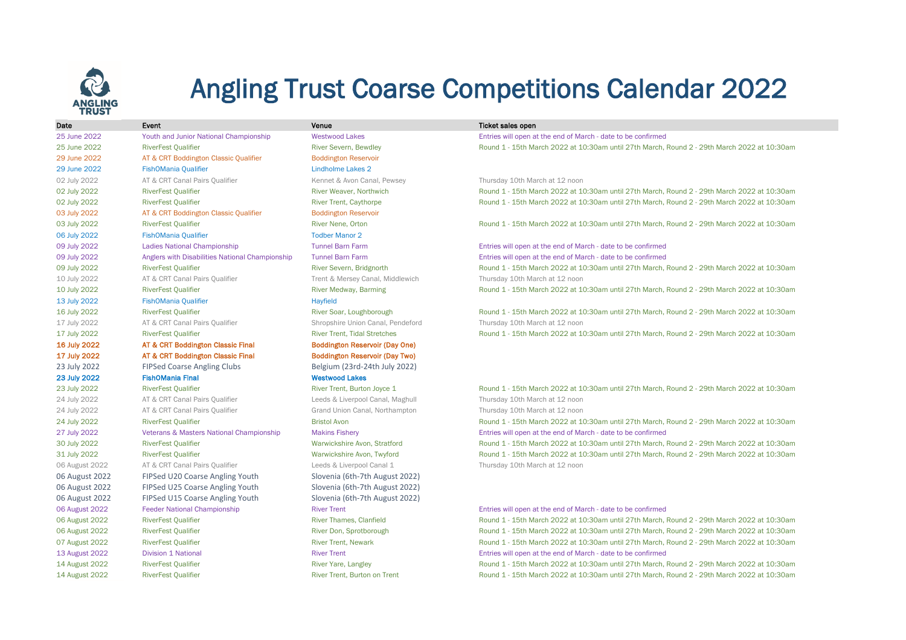# Angling Trust Coarse Competitions Calendar 2022

| Date | Event | Venue | Ticket sales open |
|---|---|---|---|
| 25 June 2022 | Youth and Junior National Championship | Westwood Lakes | Entries will open at the end of March - date to be confirmed |
| 25 June 2022 | RiverFest Qualifier | River Severn, Bewdley | Round 1 - 15th March 2022 at 10:30am until 27th March, Round 2 - 29th March 2022 at 10:30am |
| 29 June 2022 | AT & CRT Boddington Classic Qualifier | Boddington Reservoir | |
| 29 June 2022 | FishOMania Qualifier | Lindholme Lakes 2 | |
| 02 July 2022 | AT & CRT Canal Pairs Qualifier | Kennet & Avon Canal, Pewsey | Thursday 10th March at 12 noon |
| 02 July 2022 | RiverFest Qualifier | River Weaver, Northwich | Round 1 - 15th March 2022 at 10:30am until 27th March, Round 2 - 29th March 2022 at 10:30am |
| 02 July 2022 | RiverFest Qualifier | River Trent, Caythorpe | Round 1 - 15th March 2022 at 10:30am until 27th March, Round 2 - 29th March 2022 at 10:30am |
| 03 July 2022 | AT & CRT Boddington Classic Qualifier | Boddington Reservoir | |
| 03 July 2022 | RiverFest Qualifier | River Nene, Orton | Round 1 - 15th March 2022 at 10:30am until 27th March, Round 2 - 29th March 2022 at 10:30am |
| 06 July 2022 | FishOMania Qualifier | Todber Manor 2 | |
| 09 July 2022 | Ladies National Championship | Tunnel Barn Farm | Entries will open at the end of March - date to be confirmed |
| 09 July 2022 | Anglers with Disabilities National Championship | Tunnel Barn Farm | Entries will open at the end of March - date to be confirmed |
| 09 July 2022 | RiverFest Qualifier | River Severn, Bridgnorth | Round 1 - 15th March 2022 at 10:30am until 27th March, Round 2 - 29th March 2022 at 10:30am |
| 10 July 2022 | AT & CRT Canal Pairs Qualifier | Trent & Mersey Canal, Middlewich | Thursday 10th March at 12 noon |
| 10 July 2022 | RiverFest Qualifier | River Medway, Barming | Round 1 - 15th March 2022 at 10:30am until 27th March, Round 2 - 29th March 2022 at 10:30am |
| 13 July 2022 | FishOMania Qualifier | Hayfield | |
| 16 July 2022 | RiverFest Qualifier | River Soar, Loughborough | Round 1 - 15th March 2022 at 10:30am until 27th March, Round 2 - 29th March 2022 at 10:30am |
| 17 July 2022 | AT & CRT Canal Pairs Qualifier | Shropshire Union Canal, Pendeford | Thursday 10th March at 12 noon |
| 17 July 2022 | RiverFest Qualifier | River Trent, Tidal Stretches | Round 1 - 15th March 2022 at 10:30am until 27th March, Round 2 - 29th March 2022 at 10:30am |
| **16 July 2022** | **AT & CRT Boddington Classic Final** | **Boddington Reservoir (Day One)** | |
| **17 July 2022** | **AT & CRT Boddington Classic Final** | **Boddington Reservoir (Day Two)** | |
| 23 July 2022 | FIPSed Coarse Angling Clubs | Belgium (23rd-24th July 2022) | |
| **23 July 2022** | **FishOMania Final** | **Westwood Lakes** | |
| 23 July 2022 | RiverFest Qualifier | River Trent, Burton Joyce 1 | Round 1 - 15th March 2022 at 10:30am until 27th March, Round 2 - 29th March 2022 at 10:30am |
| 24 July 2022 | AT & CRT Canal Pairs Qualifier | Leeds & Liverpool Canal, Maghull | Thursday 10th March at 12 noon |
| 24 July 2022 | AT & CRT Canal Pairs Qualifier | Grand Union Canal, Northampton | Thursday 10th March at 12 noon |
| 24 July 2022 | RiverFest Qualifier | Bristol Avon | Round 1 - 15th March 2022 at 10:30am until 27th March, Round 2 - 29th March 2022 at 10:30am |
| 27 July 2022 | Veterans & Masters National Championship | Makins Fishery | Entries will open at the end of March - date to be confirmed |
| 30 July 2022 | RiverFest Qualifier | Warwickshire Avon, Stratford | Round 1 - 15th March 2022 at 10:30am until 27th March, Round 2 - 29th March 2022 at 10:30am |
| 31 July 2022 | RiverFest Qualifier | Warwickshire Avon, Twyford | Round 1 - 15th March 2022 at 10:30am until 27th March, Round 2 - 29th March 2022 at 10:30am |
| 06 August 2022 | AT & CRT Canal Pairs Qualifier | Leeds & Liverpool Canal 1 | Thursday 10th March at 12 noon |
| 06 August 2022 | FIPSed U20 Coarse Angling Youth | Slovenia (6th-7th August 2022) | |
| 06 August 2022 | FIPSed U25 Coarse Angling Youth | Slovenia (6th-7th August 2022) | |
| 06 August 2022 | FIPSed U15 Coarse Angling Youth | Slovenia (6th-7th August 2022) | |
| 06 August 2022 | Feeder National Championship | River Trent | Entries will open at the end of March - date to be confirmed |
| 06 August 2022 | RiverFest Qualifier | River Thames, Clanfield | Round 1 - 15th March 2022 at 10:30am until 27th March, Round 2 - 29th March 2022 at 10:30am |
| 06 August 2022 | RiverFest Qualifier | River Don, Sprotborough | Round 1 - 15th March 2022 at 10:30am until 27th March, Round 2 - 29th March 2022 at 10:30am |
| 07 August 2022 | RiverFest Qualifier | River Trent, Newark | Round 1 - 15th March 2022 at 10:30am until 27th March, Round 2 - 29th March 2022 at 10:30am |
| 13 August 2022 | Division 1 National | River Trent | Entries will open at the end of March - date to be confirmed |
| 14 August 2022 | RiverFest Qualifier | River Yare, Langley | Round 1 - 15th March 2022 at 10:30am until 27th March, Round 2 - 29th March 2022 at 10:30am |
| 14 August 2022 | RiverFest Qualifier | River Trent, Burton on Trent | Round 1 - 15th March 2022 at 10:30am until 27th March, Round 2 - 29th March 2022 at 10:30am |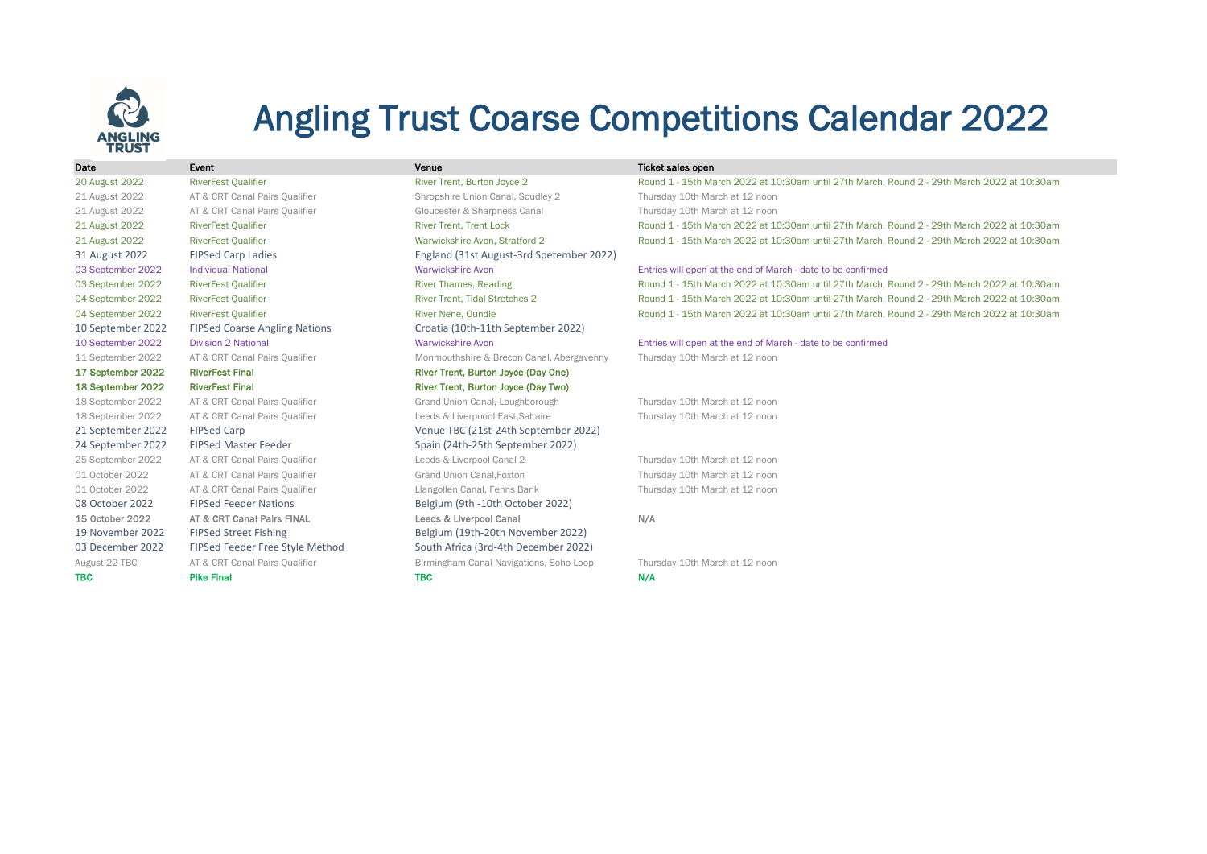# Angling Trust Coarse Competitions Calendar 2022

| Date | Event | Venue | Ticket sales open |
|---|---|---|---|
| 20 August 2022 | RiverFest Qualifier | River Trent, Burton Joyce 2 | Round 1 - 15th March 2022 at 10:30am until 27th March, Round 2 - 29th March 2022 at 10:30am |
| 21 August 2022 | AT & CRT Canal Pairs Qualifier | Shropshire Union Canal, Soudley 2 | Thursday 10th March at 12 noon |
| 21 August 2022 | AT & CRT Canal Pairs Qualifier | Gloucester & Sharpness Canal | Thursday 10th March at 12 noon |
| 21 August 2022 | RiverFest Qualifier | River Trent, Trent Lock | Round 1 - 15th March 2022 at 10:30am until 27th March, Round 2 - 29th March 2022 at 10:30am |
| 21 August 2022 | RiverFest Qualifier | Warwickshire Avon, Stratford 2 | Round 1 - 15th March 2022 at 10:30am until 27th March, Round 2 - 29th March 2022 at 10:30am |
| 31 August 2022 | FIPSed Carp Ladies | England (31st August-3rd Spetember 2022) | |
| 03 September 2022 | Individual National | Warwickshire Avon | Entries will open at the end of March - date to be confirmed |
| 03 September 2022 | RiverFest Qualifier | River Thames, Reading | Round 1 - 15th March 2022 at 10:30am until 27th March, Round 2 - 29th March 2022 at 10:30am |
| 04 September 2022 | RiverFest Qualifier | River Trent, Tidal Stretches 2 | Round 1 - 15th March 2022 at 10:30am until 27th March, Round 2 - 29th March 2022 at 10:30am |
| 04 September 2022 | RiverFest Qualifier | River Nene, Oundle | Round 1 - 15th March 2022 at 10:30am until 27th March, Round 2 - 29th March 2022 at 10:30am |
| 10 September 2022 | FIPSed Coarse Angling Nations | Croatia (10th-11th September 2022) | |
| 10 September 2022 | Division 2 National | Warwickshire Avon | Entries will open at the end of March - date to be confirmed |
| 11 September 2022 | AT & CRT Canal Pairs Qualifier | Monmouthshire & Brecon Canal, Abergavenny | Thursday 10th March at 12 noon |
| **17 September 2022** | **RiverFest Final** | **River Trent, Burton Joyce (Day One)** | |
| **18 September 2022** | **RiverFest Final** | **River Trent, Burton Joyce (Day Two)** | |
| 18 September 2022 | AT & CRT Canal Pairs Qualifier | Grand Union Canal, Loughborough | Thursday 10th March at 12 noon |
| 18 September 2022 | AT & CRT Canal Pairs Qualifier | Leeds & Liverpoool East,Saltaire | Thursday 10th March at 12 noon |
| 21 September 2022 | FIPSed Carp | Venue TBC (21st-24th September 2022) | |
| 24 September 2022 | FIPSed Master Feeder | Spain (24th-25th September 2022) | |
| 25 September 2022 | AT & CRT Canal Pairs Qualifier | Leeds & Liverpool Canal 2 | Thursday 10th March at 12 noon |
| 01 October 2022 | AT & CRT Canal Pairs Qualifier | Grand Union Canal,Foxton | Thursday 10th March at 12 noon |
| 01 October 2022 | AT & CRT Canal Pairs Qualifier | Llangollen Canal, Fenns Bank | Thursday 10th March at 12 noon |
| 08 October 2022 | FIPSed Feeder Nations | Belgium (9th -10th October 2022) | |
| **15 October 2022** | **AT & CRT Canal Pairs FINAL** | **Leeds & Liverpool Canal** | N/A |
| 19 November 2022 | FIPSed Street Fishing | Belgium (19th-20th November 2022) | |
| 03 December 2022 | FIPSed Feeder Free Style Method | South Africa (3rd-4th December 2022) | |
| August 22 TBC | AT & CRT Canal Pairs Qualifier | Birmingham Canal Navigations, Soho Loop | Thursday 10th March at 12 noon |
| **TBC** | **Pike Final** | **TBC** | **N/A** |